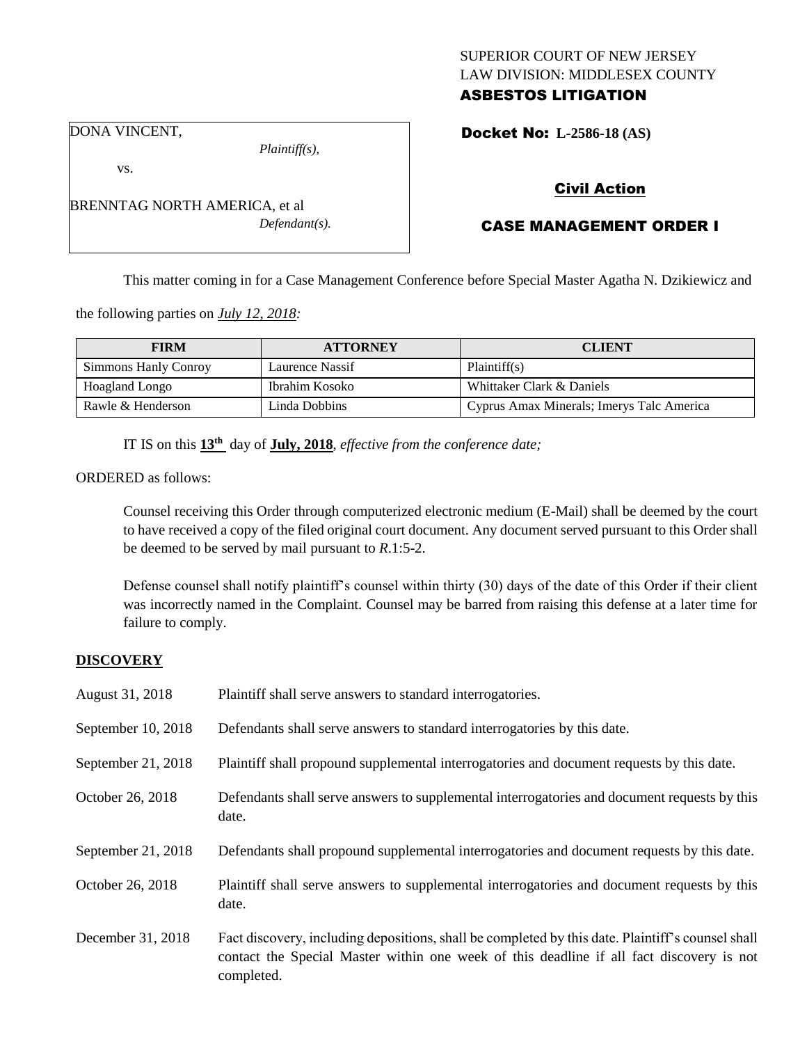SUPERIOR COURT OF NEW JERSEY
LAW DIVISION: MIDDLESEX COUNTY
**ASBESTOS LITIGATION**

DONA VINCENT,
*Plaintiff(s),*
vs.
BRENNTAG NORTH AMERICA, et al
*Defendant(s).*

**Docket No: L-2586-18 (AS)**

**Civil Action**

**CASE MANAGEMENT ORDER I**

This matter coming in for a Case Management Conference before Special Master Agatha N. Dzikiewicz and the following parties on *July 12, 2018:*

| FIRM | ATTORNEY | CLIENT |
|---|---|---|
| Simmons Hanly Conroy | Laurence Nassif | Plaintiff(s) |
| Hoagland Longo | Ibrahim Kosoko | Whittaker Clark & Daniels |
| Rawle & Henderson | Linda Dobbins | Cyprus Amax Minerals; Imerys Talc America |

IT IS on this **13th** day of **July, 2018**, *effective from the conference date;*

ORDERED as follows:

Counsel receiving this Order through computerized electronic medium (E-Mail) shall be deemed by the court to have received a copy of the filed original court document. Any document served pursuant to this Order shall be deemed to be served by mail pursuant to *R*.1:5-2.

Defense counsel shall notify plaintiff's counsel within thirty (30) days of the date of this Order if their client was incorrectly named in the Complaint. Counsel may be barred from raising this defense at a later time for failure to comply.

**DISCOVERY**

| | |
|---|---|
| August 31, 2018 | Plaintiff shall serve answers to standard interrogatories. |
| September 10, 2018 | Defendants shall serve answers to standard interrogatories by this date. |
| September 21, 2018 | Plaintiff shall propound supplemental interrogatories and document requests by this date. |
| October 26, 2018 | Defendants shall serve answers to supplemental interrogatories and document requests by this date. |
| September 21, 2018 | Defendants shall propound supplemental interrogatories and document requests by this date. |
| October 26, 2018 | Plaintiff shall serve answers to supplemental interrogatories and document requests by this date. |
| December 31, 2018 | Fact discovery, including depositions, shall be completed by this date. Plaintiff's counsel shall contact the Special Master within one week of this deadline if all fact discovery is not completed. |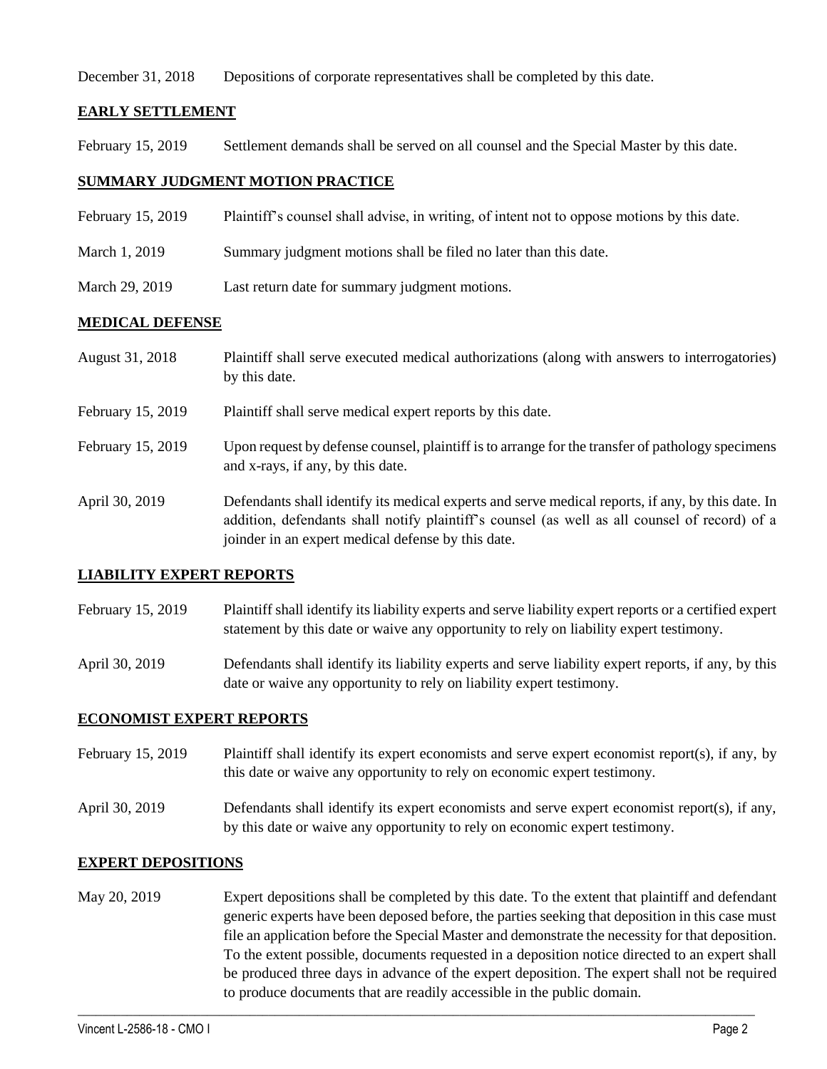December 31, 2018 Depositions of corporate representatives shall be completed by this date.

## EARLY SETTLEMENT

February 15, 2019 Settlement demands shall be served on all counsel and the Special Master by this date.

## SUMMARY JUDGMENT MOTION PRACTICE

February 15, 2019 Plaintiff's counsel shall advise, in writing, of intent not to oppose motions by this date.

March 1, 2019 Summary judgment motions shall be filed no later than this date.

March 29, 2019 Last return date for summary judgment motions.

## MEDICAL DEFENSE

August 31, 2018 Plaintiff shall serve executed medical authorizations (along with answers to interrogatories) by this date.

February 15, 2019 Plaintiff shall serve medical expert reports by this date.

February 15, 2019 Upon request by defense counsel, plaintiff is to arrange for the transfer of pathology specimens and x-rays, if any, by this date.

April 30, 2019 Defendants shall identify its medical experts and serve medical reports, if any, by this date. In addition, defendants shall notify plaintiff's counsel (as well as all counsel of record) of a joinder in an expert medical defense by this date.

## LIABILITY EXPERT REPORTS

February 15, 2019 Plaintiff shall identify its liability experts and serve liability expert reports or a certified expert statement by this date or waive any opportunity to rely on liability expert testimony.

April 30, 2019 Defendants shall identify its liability experts and serve liability expert reports, if any, by this date or waive any opportunity to rely on liability expert testimony.

## ECONOMIST EXPERT REPORTS

February 15, 2019 Plaintiff shall identify its expert economists and serve expert economist report(s), if any, by this date or waive any opportunity to rely on economic expert testimony.

April 30, 2019 Defendants shall identify its expert economists and serve expert economist report(s), if any, by this date or waive any opportunity to rely on economic expert testimony.

## EXPERT DEPOSITIONS

May 20, 2019 Expert depositions shall be completed by this date. To the extent that plaintiff and defendant generic experts have been deposed before, the parties seeking that deposition in this case must file an application before the Special Master and demonstrate the necessity for that deposition. To the extent possible, documents requested in a deposition notice directed to an expert shall be produced three days in advance of the expert deposition. The expert shall not be required to produce documents that are readily accessible in the public domain.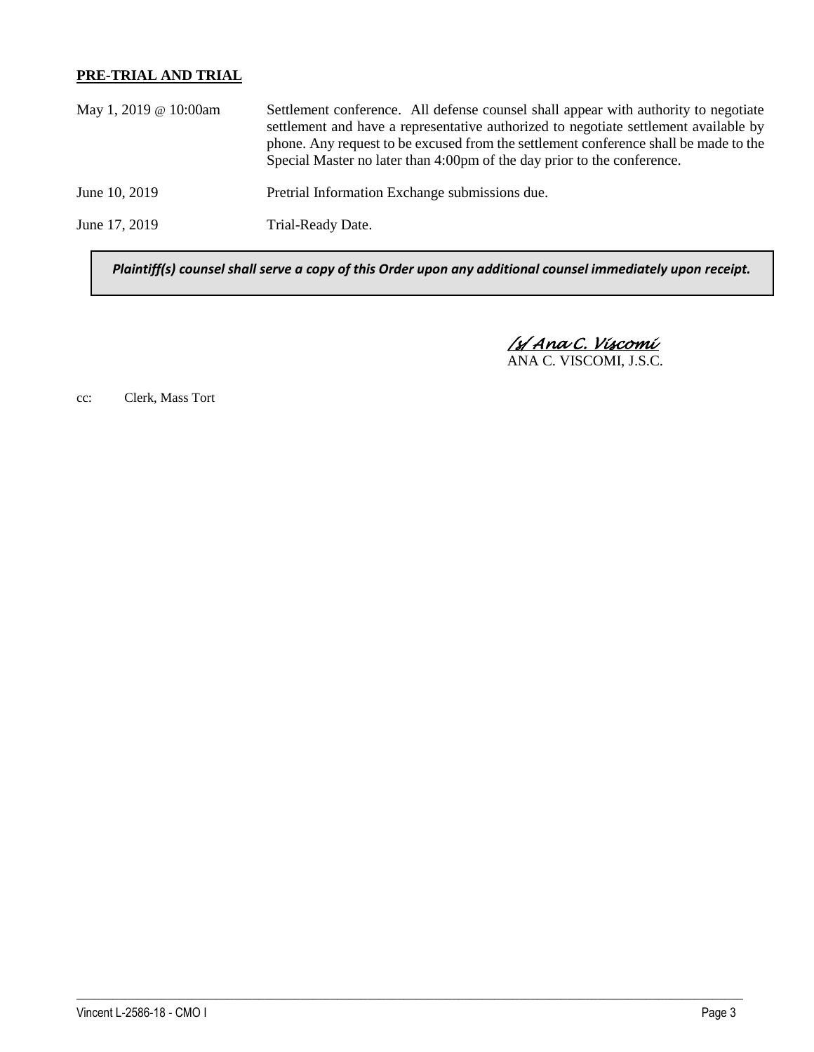**PRE-TRIAL AND TRIAL**

| | |
|---|---|
| May 1, 2019 @ 10:00am | Settlement conference. All defense counsel shall appear with authority to negotiate settlement and have a representative authorized to negotiate settlement available by phone. Any request to be excused from the settlement conference shall be made to the Special Master no later than 4:00pm of the day prior to the conference. |
| June 10, 2019 | Pretrial Information Exchange submissions due. |
| June 17, 2019 | Trial-Ready Date. |

***Plaintiff(s) counsel shall serve a copy of this Order upon any additional counsel immediately upon receipt.***

/s/ Ana C. Viscomi
ANA C. VISCOMI, J.S.C.

cc: Clerk, Mass Tort